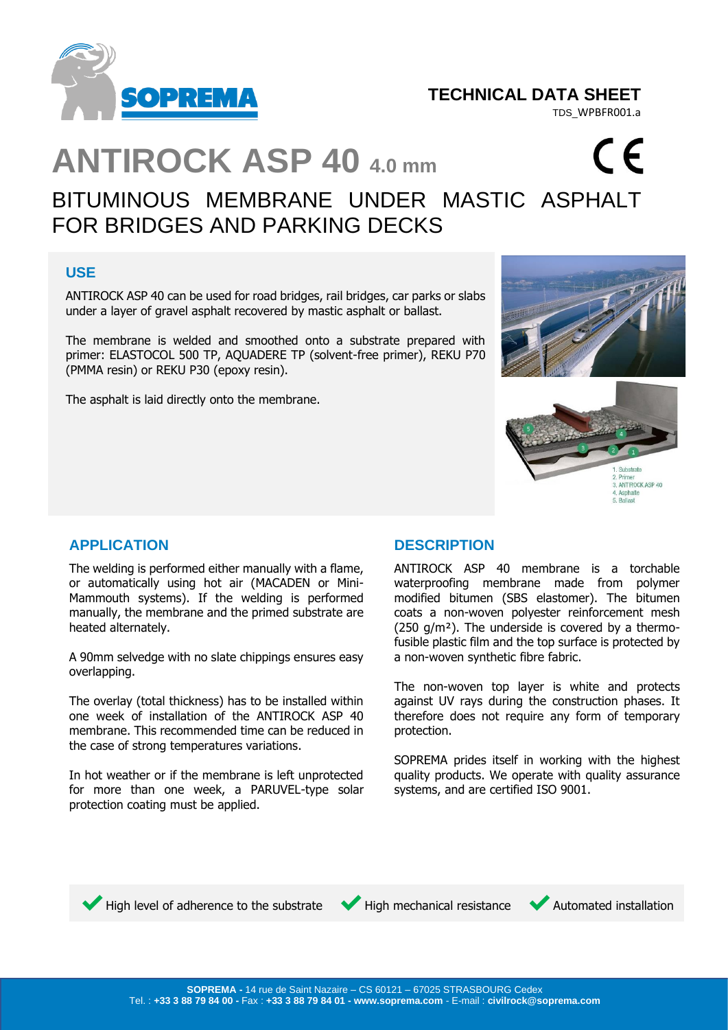TECHNICAL DATA SHEET

TDS_WPBFR001.a

# ANTIROCK ASP 40 4.0 mm

## BITUMINOUS MEMBRANE UNDER MASTIC ASPHALT FOR BRIDGES AND PARKING DECKS

### USE

ANTIROCK ASP 40 can be used for road bridges, rail bridges, car parks or slabs under a layer of gravel asphalt recovered by mastic asphalt or ballast.

The membrane is welded and smoothed onto a substrate prepared with primer: ELASTOCOL 500 TP, AQUADERE TP (solvent-free primer), REKU P70 (PMMA resin) or REKU P30 (epoxy resin).

The asphalt is laid directly onto the membrane.

1. Substrate
2. Primer
3. ANTIROCK ASP 40
4. Asphalte
5. Ballast

### APPLICATION

The welding is performed either manually with a flame, or automatically using hot air (MACADEN or Mini-Mammouth systems). If the welding is performed manually, the membrane and the primed substrate are heated alternately.

A 90mm selvedge with no slate chippings ensures easy overlapping.

The overlay (total thickness) has to be installed within one week of installation of the ANTIROCK ASP 40 membrane. This recommended time can be reduced in the case of strong temperatures variations.

In hot weather or if the membrane is left unprotected for more than one week, a PARUVEL-type solar protection coating must be applied.

### DESCRIPTION

ANTIROCK ASP 40 membrane is a torchable waterproofing membrane made from polymer modified bitumen (SBS elastomer). The bitumen coats a non-woven polyester reinforcement mesh (250 g/m²). The underside is covered by a thermo-fusible plastic film and the top surface is protected by a non-woven synthetic fibre fabric.

The non-woven top layer is white and protects against UV rays during the construction phases. It therefore does not require any form of temporary protection.

SOPREMA prides itself in working with the highest quality products. We operate with quality assurance systems, and are certified ISO 9001.

- ✔ High level of adherence to the substrate
- ✔ High mechanical resistance
- ✔ Automated installation

**SOPREMA -** 14 rue de Saint Nazaire – CS 60121 – 67025 STRASBOURG Cedex
Tel. : **+33 3 88 79 84 00 -** Fax : **+33 3 88 79 84 01 - www.soprema.com** - E-mail : **civilrock@soprema.com**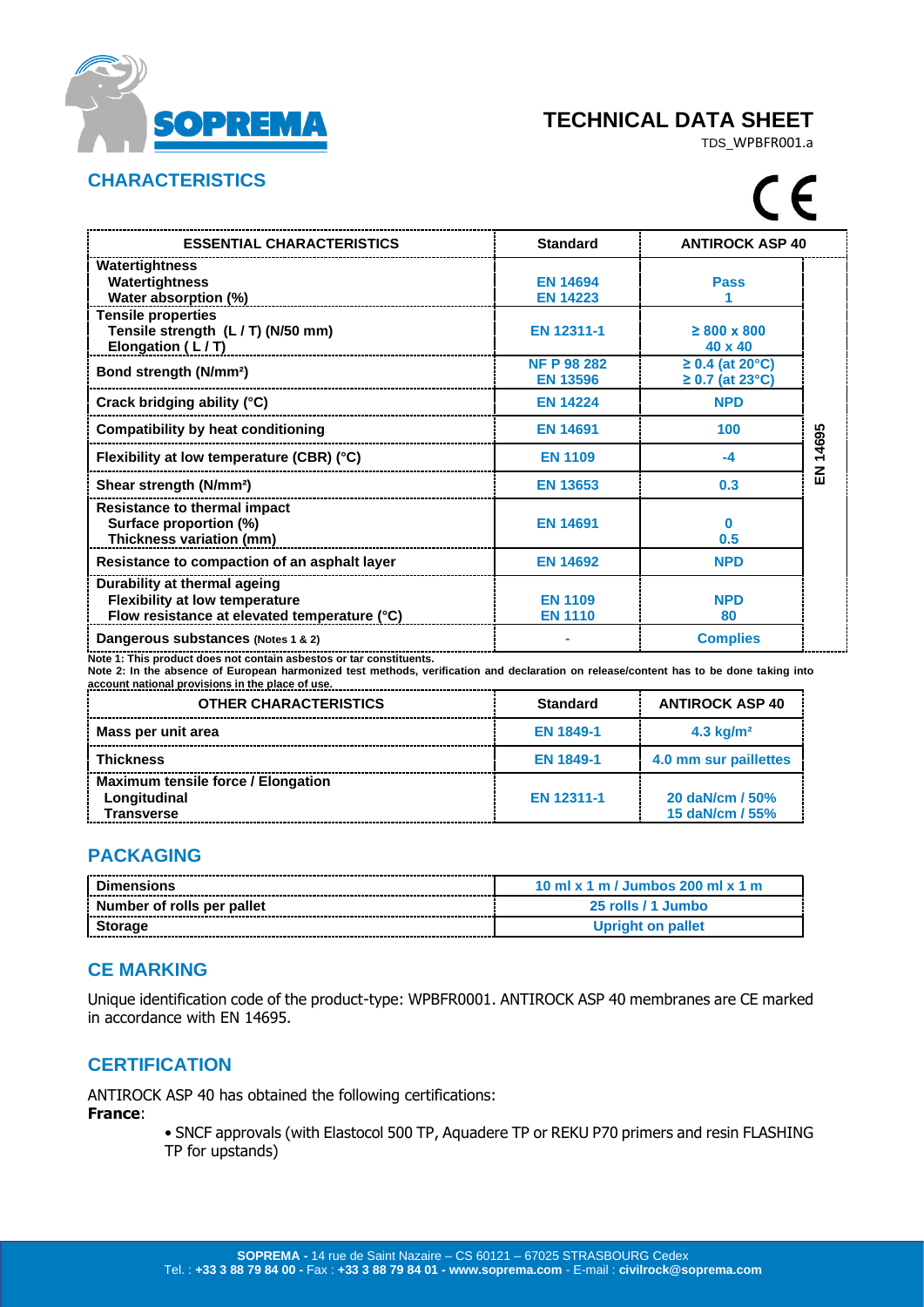TECHNICAL DATA SHEET

TDS_WPBFR001.a

## CHARACTERISTICS

| ESSENTIAL CHARACTERISTICS | Standard | ANTIROCK ASP 40 | |
|---|---|---|---|
| **Watertightness**<br>Watertightness<br>Water absorption (%) | EN 14694<br>EN 14223 | Pass<br>1 | EN 14695 |
| **Tensile properties**<br>Tensile strength (L / T) (N/50 mm)<br>Elongation ( L / T) | EN 12311-1 | ≥ 800 x 800<br>40 x 40 | |
| Bond strength (N/mm²) | NF P 98 282<br>EN 13596 | ≥ 0.4 (at 20°C)<br>≥ 0.7 (at 23°C) | |
| Crack bridging ability (°C) | EN 14224 | NPD | |
| Compatibility by heat conditioning | EN 14691 | 100 | |
| Flexibility at low temperature (CBR) (°C) | EN 1109 | -4 | |
| Shear strength (N/mm²) | EN 13653 | 0.3 | |
| **Resistance to thermal impact**<br>Surface proportion (%)<br>Thickness variation (mm) | EN 14691 | 0<br>0.5 | |
| Resistance to compaction of an asphalt layer | EN 14692 | NPD | |
| **Durability at thermal ageing**<br>Flexibility at low temperature<br>Flow resistance at elevated temperature (°C) | EN 1109<br>EN 1110 | NPD<br>80 | |
| Dangerous substances (Notes 1 & 2) | - | Complies | |

Note 1: This product does not contain asbestos or tar constituents.
Note 2: In the absence of European harmonized test methods, verification and declaration on release/content has to be done taking into account national provisions in the place of use.

| OTHER CHARACTERISTICS | Standard | ANTIROCK ASP 40 |
|---|---|---|
| Mass per unit area | EN 1849-1 | 4.3 kg/m² |
| Thickness | EN 1849-1 | 4.0 mm sur paillettes |
| **Maximum tensile force / Elongation**<br>Longitudinal<br>Transverse | EN 12311-1 | 20 daN/cm / 50%<br>15 daN/cm / 55% |

## PACKAGING

| | |
|---|---|
| Dimensions | 10 ml x 1 m / Jumbos 200 ml x 1 m |
| Number of rolls per pallet | 25 rolls / 1 Jumbo |
| Storage | Upright on pallet |

## CE MARKING

Unique identification code of the product-type: WPBFR0001. ANTIROCK ASP 40 membranes are CE marked in accordance with EN 14695.

## CERTIFICATION

ANTIROCK ASP 40 has obtained the following certifications:

**France**:

- SNCF approvals (with Elastocol 500 TP, Aquadere TP or REKU P70 primers and resin FLASHING TP for upstands)

**SOPREMA** - 14 rue de Saint Nazaire – CS 60121 – 67025 STRASBOURG Cedex
Tel. : **+33 3 88 79 84 00** - Fax : **+33 3 88 79 84 01** - **www.soprema.com** - E-mail : **civilrock@soprema.com**